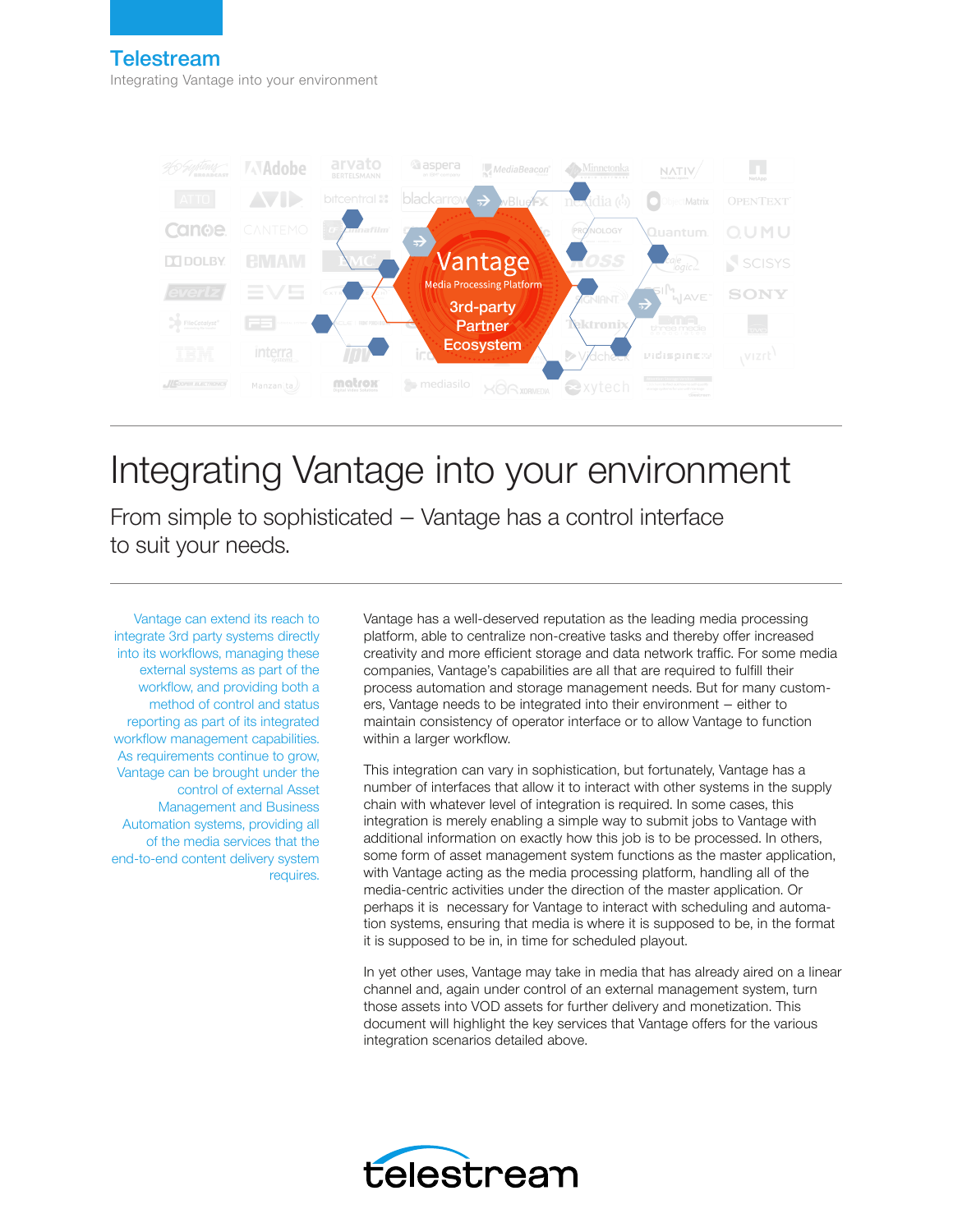# Integrating Vantage into your environment

## From simple to sophisticated – Vantage has a control interface to suit your needs.

Vantage can extend its reach to integrate 3rd party systems directly into its workflows, managing these external systems as part of the workflow, and providing both a method of control and status reporting as part of its integrated workflow management capabilities. As requirements continue to grow, Vantage can be brought under the control of external Asset Management and Business Automation systems, providing all of the media services that the end-to-end content delivery system requires.

Vantage has a well-deserved reputation as the leading media processing platform, able to centralize non-creative tasks and thereby offer increased creativity and more efficient storage and data network traffic. For some media companies, Vantage's capabilities are all that are required to fulfill their process automation and storage management needs. But for many customers, Vantage needs to be integrated into their environment – either to maintain consistency of operator interface or to allow Vantage to function within a larger workflow.

This integration can vary in sophistication, but fortunately, Vantage has a number of interfaces that allow it to interact with other systems in the supply chain with whatever level of integration is required. In some cases, this integration is merely enabling a simple way to submit jobs to Vantage with additional information on exactly how this job is to be processed. In others, some form of asset management system functions as the master application, with Vantage acting as the media processing platform, handling all of the media-centric activities under the direction of the master application. Or perhaps it is necessary for Vantage to interact with scheduling and automation systems, ensuring that media is where it is supposed to be, in the format it is supposed to be in, in time for scheduled playout.

In yet other uses, Vantage may take in media that has already aired on a linear channel and, again under control of an external management system, turn those assets into VOD assets for further delivery and monetization. This document will highlight the key services that Vantage offers for the various integration scenarios detailed above.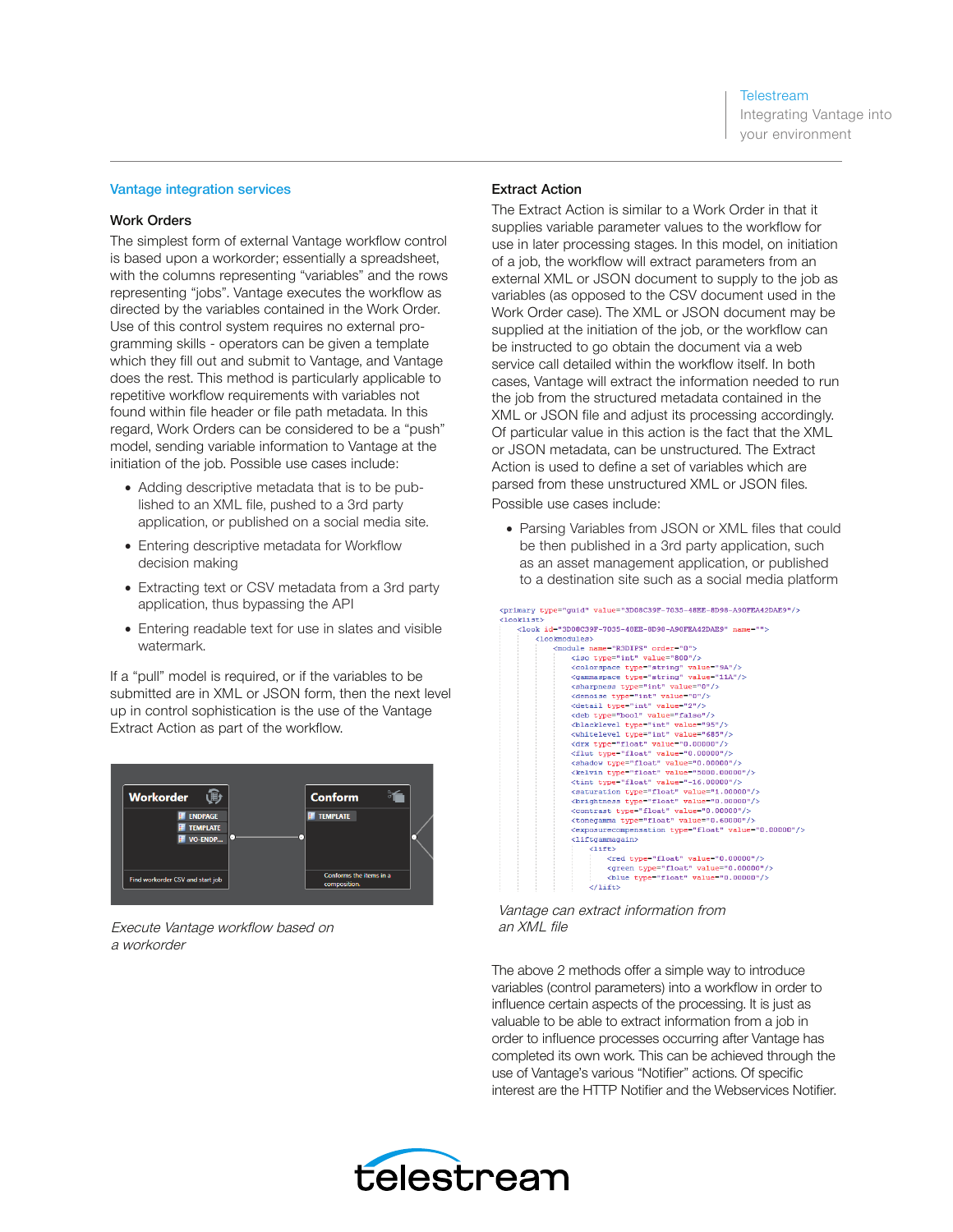## Vantage integration services

### Work Orders

The simplest form of external Vantage workflow control is based upon a workorder; essentially a spreadsheet, with the columns representing "variables" and the rows representing "jobs". Vantage executes the workflow as directed by the variables contained in the Work Order. Use of this control system requires no external programming skills - operators can be given a template which they fill out and submit to Vantage, and Vantage does the rest. This method is particularly applicable to repetitive workflow requirements with variables not found within file header or file path metadata. In this regard, Work Orders can be considered to be a "push" model, sending variable information to Vantage at the initiation of the job. Possible use cases include:

- Adding descriptive metadata that is to be published to an XML file, pushed to a 3rd party application, or published on a social media site.
- Entering descriptive metadata for Workflow decision making
- Extracting text or CSV metadata from a 3rd party application, thus bypassing the API
- Entering readable text for use in slates and visible watermark.

If a "pull" model is required, or if the variables to be submitted are in XML or JSON form, then the next level up in control sophistication is the use of the Vantage Extract Action as part of the workflow.

*Execute Vantage workflow based on a workorder*

### Extract Action

The Extract Action is similar to a Work Order in that it supplies variable parameter values to the workflow for use in later processing stages. In this model, on initiation of a job, the workflow will extract parameters from an external XML or JSON document to supply to the job as variables (as opposed to the CSV document used in the Work Order case). The XML or JSON document may be supplied at the initiation of the job, or the workflow can be instructed to go obtain the document via a web service call detailed within the workflow itself. In both cases, Vantage will extract the information needed to run the job from the structured metadata contained in the XML or JSON file and adjust its processing accordingly. Of particular value in this action is the fact that the XML or JSON metadata, can be unstructured. The Extract Action is used to define a set of variables which are parsed from these unstructured XML or JSON files.

Possible use cases include:

- Parsing Variables from JSON or XML files that could be then published in a 3rd party application, such as an asset management application, or published to a destination site such as a social media platform

```
<primary type="guid" value="3D08C39F-7035-48EE-8D98-A90FEA42DAE9"/>
<looklist>
    <look id="3D08C39F-7035-48EE-8D98-A90FEA42DAE9" name="">
        <lookmodules>
            <module name="R3DIPS" order="0">
                <iso type="int" value="800"/>
                <colorspace type="string" value="9A"/>
                <gammaspace type="string" value="11A"/>
                <sharpness type="int" value="0"/>
                <denoise type="int" value="0"/>
                <detail type="int" value="2"/>
                <deb type="bool" value="false"/>
                <blacklevel type="int" value="95"/>
                <whitelevel type="int" value="685"/>
                <drx type="float" value="0.00000"/>
                <flut type="float" value="0.00000"/>
                <shadow type="float" value="0.00000"/>
                <kelvin type="float" value="5000.00000"/>
                <tint type="float" value="-16.00000"/>
                <saturation type="float" value="1.00000"/>
                <brightness type="float" value="0.00000"/>
                <contrast type="float" value="0.00000"/>
                <tonegamma type="float" value="0.60000"/>
                <exposurecompensation type="float" value="0.00000"/>
                <liftgammagain>
                    <lift>
                        <red type="float" value="0.00000"/>
                        <green type="float" value="0.00000"/>
                        <blue type="float" value="0.00000"/>
                    </lift>
```

*Vantage can extract information from an XML file*

The above 2 methods offer a simple way to introduce variables (control parameters) into a workflow in order to influence certain aspects of the processing. It is just as valuable to be able to extract information from a job in order to influence processes occurring after Vantage has completed its own work. This can be achieved through the use of Vantage's various "Notifier" actions. Of specific interest are the HTTP Notifier and the Webservices Notifier.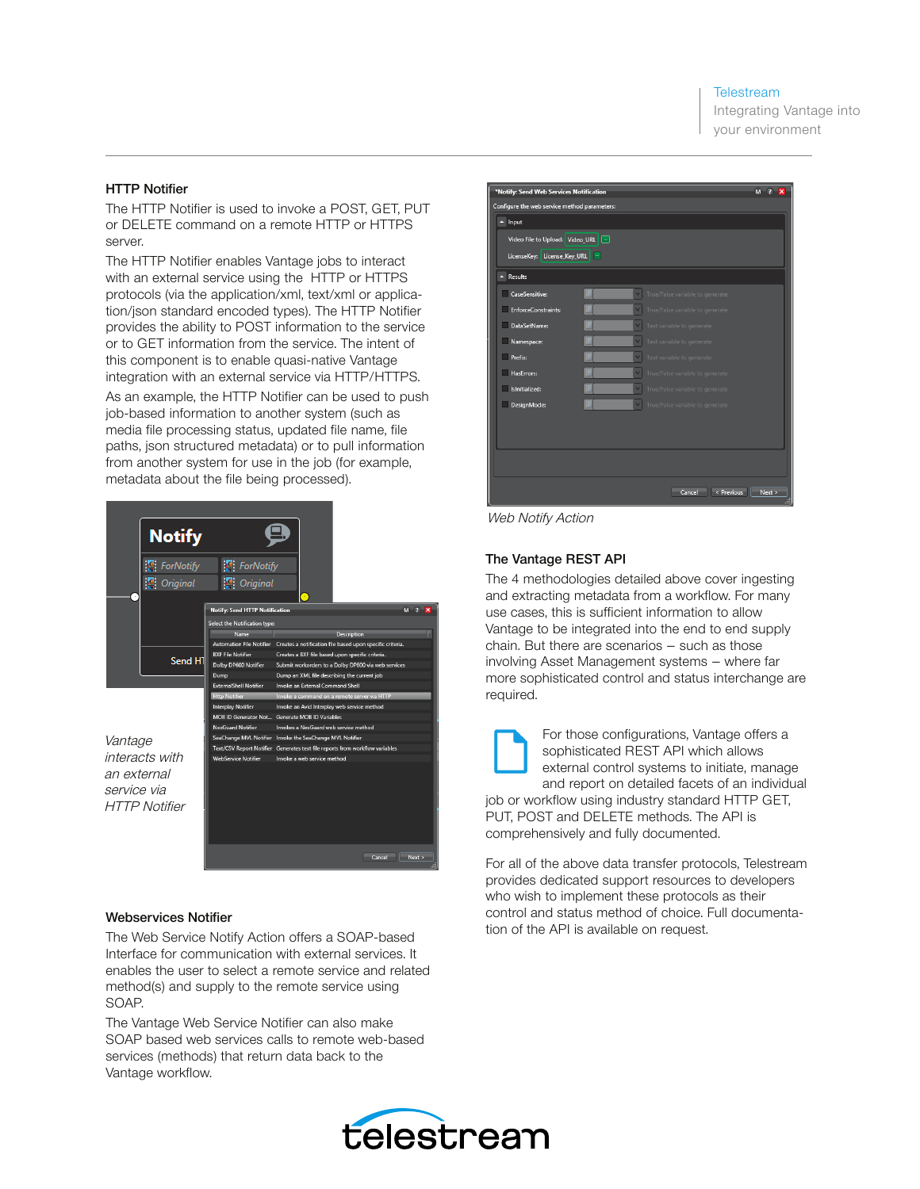## HTTP Notifier

The HTTP Notifier is used to invoke a POST, GET, PUT or DELETE command on a remote HTTP or HTTPS server.

The HTTP Notifier enables Vantage jobs to interact with an external service using the HTTP or HTTPS protocols (via the application/xml, text/xml or application/json standard encoded types). The HTTP Notifier provides the ability to POST information to the service or to GET information from the service. The intent of this component is to enable quasi-native Vantage integration with an external service via HTTP/HTTPS.

As an example, the HTTP Notifier can be used to push job-based information to another system (such as media file processing status, updated file name, file paths, json structured metadata) or to pull information from another system for use in the job (for example, metadata about the file being processed).

*Vantage interacts with an external service via HTTP Notifier*

## Webservices Notifier

The Web Service Notify Action offers a SOAP-based Interface for communication with external services. It enables the user to select a remote service and related method(s) and supply to the remote service using SOAP.

The Vantage Web Service Notifier can also make SOAP based web services calls to remote web-based services (methods) that return data back to the Vantage workflow.

*Web Notify Action*

## The Vantage REST API

The 4 methodologies detailed above cover ingesting and extracting metadata from a workflow. For many use cases, this is sufficient information to allow Vantage to be integrated into the end to end supply chain. But there are scenarios – such as those involving Asset Management systems – where far more sophisticated control and status interchange are required.

For those configurations, Vantage offers a sophisticated REST API which allows external control systems to initiate, manage and report on detailed facets of an individual job or workflow using industry standard HTTP GET, PUT, POST and DELETE methods. The API is comprehensively and fully documented.

For all of the above data transfer protocols, Telestream provides dedicated support resources to developers who wish to implement these protocols as their control and status method of choice. Full documentation of the API is available on request.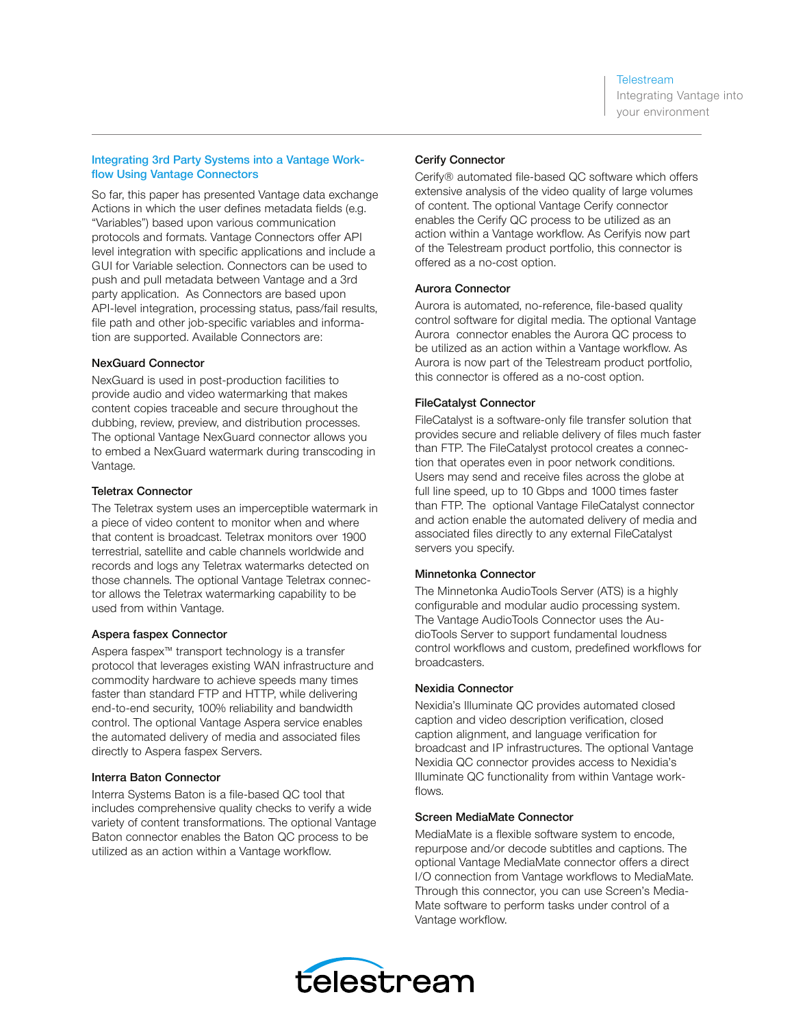## Integrating 3rd Party Systems into a Vantage Workflow Using Vantage Connectors

So far, this paper has presented Vantage data exchange Actions in which the user defines metadata fields (e.g. "Variables") based upon various communication protocols and formats. Vantage Connectors offer API level integration with specific applications and include a GUI for Variable selection. Connectors can be used to push and pull metadata between Vantage and a 3rd party application. As Connectors are based upon API-level integration, processing status, pass/fail results, file path and other job-specific variables and information are supported. Available Connectors are:

### NexGuard Connector

NexGuard is used in post-production facilities to provide audio and video watermarking that makes content copies traceable and secure throughout the dubbing, review, preview, and distribution processes. The optional Vantage NexGuard connector allows you to embed a NexGuard watermark during transcoding in Vantage.

### Teletrax Connector

The Teletrax system uses an imperceptible watermark in a piece of video content to monitor when and where that content is broadcast. Teletrax monitors over 1900 terrestrial, satellite and cable channels worldwide and records and logs any Teletrax watermarks detected on those channels. The optional Vantage Teletrax connector allows the Teletrax watermarking capability to be used from within Vantage.

### Aspera faspex Connector

Aspera faspex™ transport technology is a transfer protocol that leverages existing WAN infrastructure and commodity hardware to achieve speeds many times faster than standard FTP and HTTP, while delivering end-to-end security, 100% reliability and bandwidth control. The optional Vantage Aspera service enables the automated delivery of media and associated files directly to Aspera faspex Servers.

### Interra Baton Connector

Interra Systems Baton is a file-based QC tool that includes comprehensive quality checks to verify a wide variety of content transformations. The optional Vantage Baton connector enables the Baton QC process to be utilized as an action within a Vantage workflow.

### Cerify Connector

Cerify® automated file-based QC software which offers extensive analysis of the video quality of large volumes of content. The optional Vantage Cerify connector enables the Cerify QC process to be utilized as an action within a Vantage workflow. As Cerifyis now part of the Telestream product portfolio, this connector is offered as a no-cost option.

### Aurora Connector

Aurora is automated, no-reference, file-based quality control software for digital media. The optional Vantage Aurora connector enables the Aurora QC process to be utilized as an action within a Vantage workflow. As Aurora is now part of the Telestream product portfolio, this connector is offered as a no-cost option.

### FileCatalyst Connector

FileCatalyst is a software-only file transfer solution that provides secure and reliable delivery of files much faster than FTP. The FileCatalyst protocol creates a connection that operates even in poor network conditions. Users may send and receive files across the globe at full line speed, up to 10 Gbps and 1000 times faster than FTP. The optional Vantage FileCatalyst connector and action enable the automated delivery of media and associated files directly to any external FileCatalyst servers you specify.

### Minnetonka Connector

The Minnetonka AudioTools Server (ATS) is a highly configurable and modular audio processing system. The Vantage AudioTools Connector uses the AudioTools Server to support fundamental loudness control workflows and custom, predefined workflows for broadcasters.

### Nexidia Connector

Nexidia's Illuminate QC provides automated closed caption and video description verification, closed caption alignment, and language verification for broadcast and IP infrastructures. The optional Vantage Nexidia QC connector provides access to Nexidia's Illuminate QC functionality from within Vantage workflows.

### Screen MediaMate Connector

MediaMate is a flexible software system to encode, repurpose and/or decode subtitles and captions. The optional Vantage MediaMate connector offers a direct I/O connection from Vantage workflows to MediaMate. Through this connector, you can use Screen's MediaMate software to perform tasks under control of a Vantage workflow.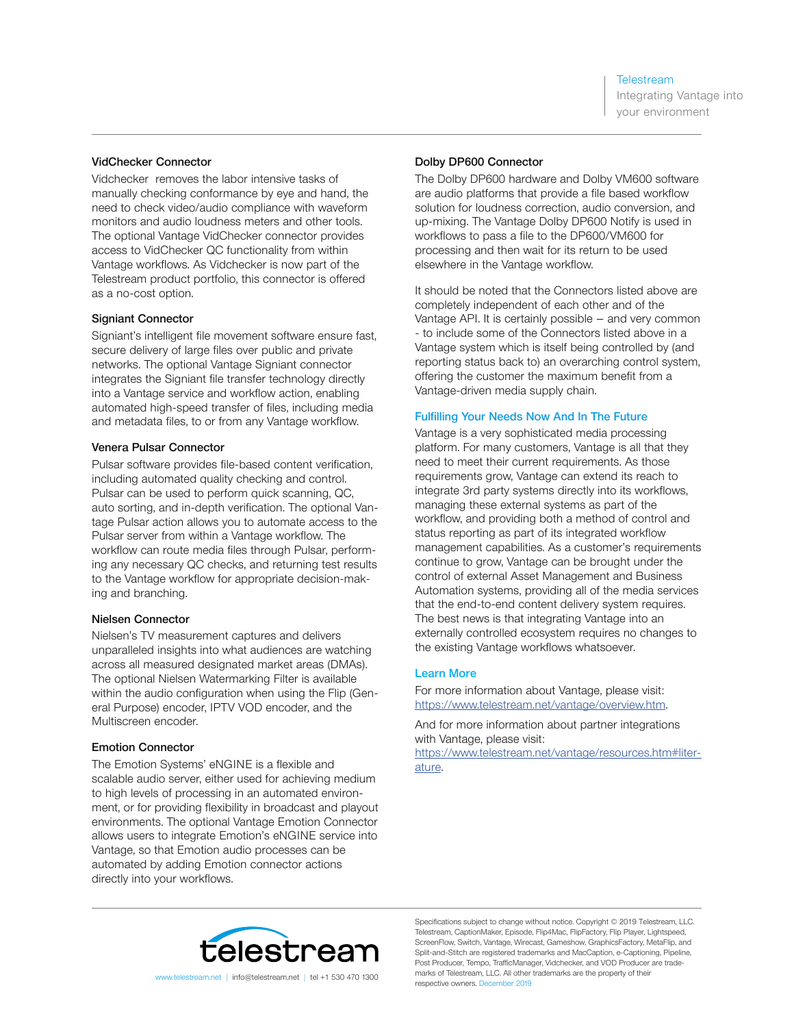### VidChecker Connector

Vidchecker  removes the labor intensive tasks of manually checking conformance by eye and hand, the need to check video/audio compliance with waveform monitors and audio loudness meters and other tools. The optional Vantage VidChecker connector provides access to VidChecker QC functionality from within Vantage workflows. As Vidchecker is now part of the Telestream product portfolio, this connector is offered as a no-cost option.

### Signiant Connector

Signiant's intelligent file movement software ensure fast, secure delivery of large files over public and private networks. The optional Vantage Signiant connector integrates the Signiant file transfer technology directly into a Vantage service and workflow action, enabling automated high-speed transfer of files, including media and metadata files, to or from any Vantage workflow.

### Venera Pulsar Connector

Pulsar software provides file-based content verification, including automated quality checking and control. Pulsar can be used to perform quick scanning, QC, auto sorting, and in-depth verification. The optional Vantage Pulsar action allows you to automate access to the Pulsar server from within a Vantage workflow. The workflow can route media files through Pulsar, performing any necessary QC checks, and returning test results to the Vantage workflow for appropriate decision-making and branching.

### Nielsen Connector

Nielsen's TV measurement captures and delivers unparalleled insights into what audiences are watching across all measured designated market areas (DMAs). The optional Nielsen Watermarking Filter is available within the audio configuration when using the Flip (General Purpose) encoder, IPTV VOD encoder, and the Multiscreen encoder.

### Emotion Connector

The Emotion Systems' eNGINE is a flexible and scalable audio server, either used for achieving medium to high levels of processing in an automated environment, or for providing flexibility in broadcast and playout environments. The optional Vantage Emotion Connector allows users to integrate Emotion's eNGINE service into Vantage, so that Emotion audio processes can be automated by adding Emotion connector actions directly into your workflows.

### Dolby DP600 Connector

The Dolby DP600 hardware and Dolby VM600 software are audio platforms that provide a file based workflow solution for loudness correction, audio conversion, and up-mixing. The Vantage Dolby DP600 Notify is used in workflows to pass a file to the DP600/VM600 for processing and then wait for its return to be used elsewhere in the Vantage workflow.

It should be noted that the Connectors listed above are completely independent of each other and of the Vantage API. It is certainly possible – and very common - to include some of the Connectors listed above in a Vantage system which is itself being controlled by (and reporting status back to) an overarching control system, offering the customer the maximum benefit from a Vantage-driven media supply chain.

## Fulfilling Your Needs Now And In The Future

Vantage is a very sophisticated media processing platform. For many customers, Vantage is all that they need to meet their current requirements. As those requirements grow, Vantage can extend its reach to integrate 3rd party systems directly into its workflows, managing these external systems as part of the workflow, and providing both a method of control and status reporting as part of its integrated workflow management capabilities. As a customer's requirements continue to grow, Vantage can be brought under the control of external Asset Management and Business Automation systems, providing all of the media services that the end-to-end content delivery system requires. The best news is that integrating Vantage into an externally controlled ecosystem requires no changes to the existing Vantage workflows whatsoever.

## Learn More

For more information about Vantage, please visit: https://www.telestream.net/vantage/overview.htm.

And for more information about partner integrations with Vantage, please visit: https://www.telestream.net/vantage/resources.htm#literature.

telestream

www.telestream.net | info@telestream.net | tel +1 530 470 1300

Specifications subject to change without notice. Copyright © 2019 Telestream, LLC. Telestream, CaptionMaker, Episode, Flip4Mac, FlipFactory, Flip Player, Lightspeed, ScreenFlow, Switch, Vantage, Wirecast, Gameshow, GraphicsFactory, MetaFlip, and Split-and-Stitch are registered trademarks and MacCaption, e-Captioning, Pipeline, Post Producer, Tempo, TrafficManager, Vidchecker, and VOD Producer are trademarks of Telestream, LLC. All other trademarks are the property of their respective owners. December 2019